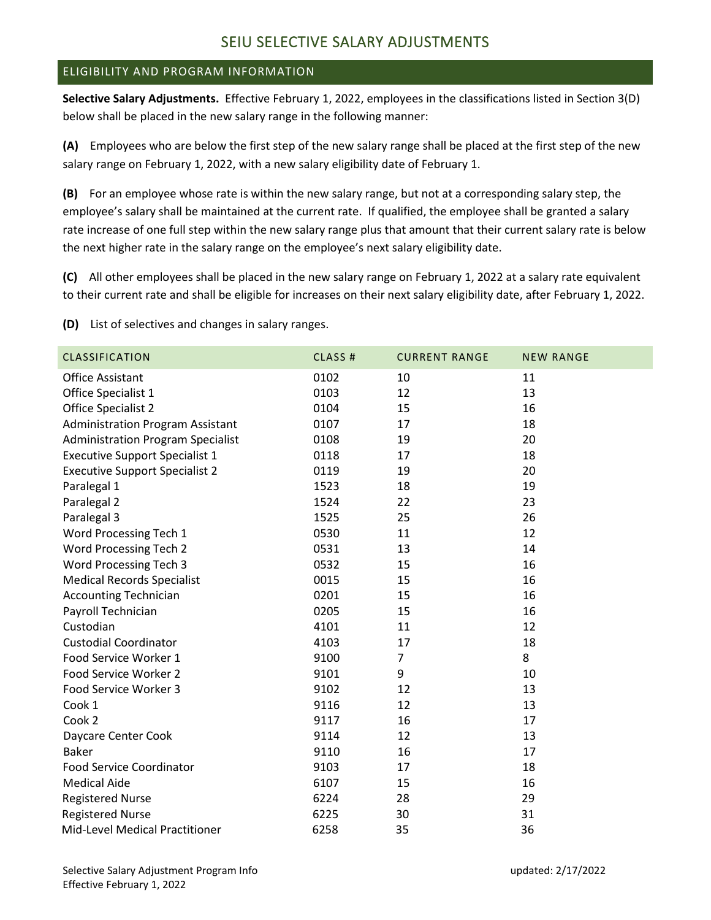# SEIU SELECTIVE SALARY ADJUSTMENTS

## ELIGIBILITY AND PROGRAM INFORMATION

**Selective Salary Adjustments.** Effective February 1, 2022, employees in the classifications listed in Section 3(D) below shall be placed in the new salary range in the following manner:

**(A)** Employees who are below the first step of the new salary range shall be placed at the first step of the new salary range on February 1, 2022, with a new salary eligibility date of February 1.

**(B)** For an employee whose rate is within the new salary range, but not at a corresponding salary step, the employee's salary shall be maintained at the current rate. If qualified, the employee shall be granted a salary rate increase of one full step within the new salary range plus that amount that their current salary rate is below the next higher rate in the salary range on the employee's next salary eligibility date.

**(C)** All other employees shall be placed in the new salary range on February 1, 2022 at a salary rate equivalent to their current rate and shall be eligible for increases on their next salary eligibility date, after February 1, 2022.

**(D)** List of selectives and changes in salary ranges.

| CLASSIFICATION | CLASS # | CURRENT RANGE | NEW RANGE |
|---|---|---|---|
| Office Assistant | 0102 | 10 | 11 |
| Office Specialist 1 | 0103 | 12 | 13 |
| Office Specialist 2 | 0104 | 15 | 16 |
| Administration Program Assistant | 0107 | 17 | 18 |
| Administration Program Specialist | 0108 | 19 | 20 |
| Executive Support Specialist 1 | 0118 | 17 | 18 |
| Executive Support Specialist 2 | 0119 | 19 | 20 |
| Paralegal 1 | 1523 | 18 | 19 |
| Paralegal 2 | 1524 | 22 | 23 |
| Paralegal 3 | 1525 | 25 | 26 |
| Word Processing Tech 1 | 0530 | 11 | 12 |
| Word Processing Tech 2 | 0531 | 13 | 14 |
| Word Processing Tech 3 | 0532 | 15 | 16 |
| Medical Records Specialist | 0015 | 15 | 16 |
| Accounting Technician | 0201 | 15 | 16 |
| Payroll Technician | 0205 | 15 | 16 |
| Custodian | 4101 | 11 | 12 |
| Custodial Coordinator | 4103 | 17 | 18 |
| Food Service Worker 1 | 9100 | 7 | 8 |
| Food Service Worker 2 | 9101 | 9 | 10 |
| Food Service Worker 3 | 9102 | 12 | 13 |
| Cook 1 | 9116 | 12 | 13 |
| Cook 2 | 9117 | 16 | 17 |
| Daycare Center Cook | 9114 | 12 | 13 |
| Baker | 9110 | 16 | 17 |
| Food Service Coordinator | 9103 | 17 | 18 |
| Medical Aide | 6107 | 15 | 16 |
| Registered Nurse | 6224 | 28 | 29 |
| Registered Nurse | 6225 | 30 | 31 |
| Mid-Level Medical Practitioner | 6258 | 35 | 36 |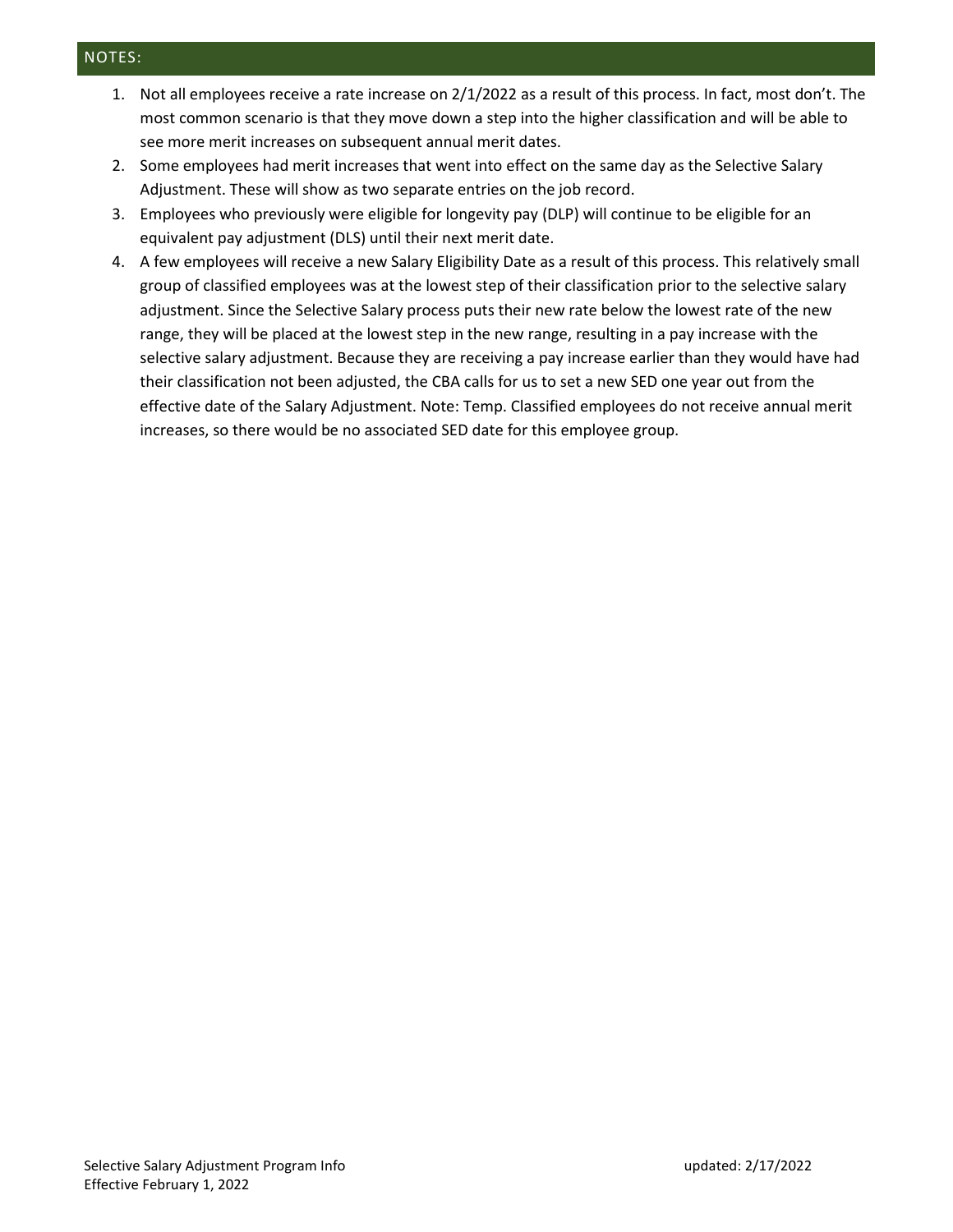## NOTES:

1. Not all employees receive a rate increase on 2/1/2022 as a result of this process. In fact, most don't. The most common scenario is that they move down a step into the higher classification and will be able to see more merit increases on subsequent annual merit dates.
2. Some employees had merit increases that went into effect on the same day as the Selective Salary Adjustment. These will show as two separate entries on the job record.
3. Employees who previously were eligible for longevity pay (DLP) will continue to be eligible for an equivalent pay adjustment (DLS) until their next merit date.
4. A few employees will receive a new Salary Eligibility Date as a result of this process. This relatively small group of classified employees was at the lowest step of their classification prior to the selective salary adjustment. Since the Selective Salary process puts their new rate below the lowest rate of the new range, they will be placed at the lowest step in the new range, resulting in a pay increase with the selective salary adjustment. Because they are receiving a pay increase earlier than they would have had their classification not been adjusted, the CBA calls for us to set a new SED one year out from the effective date of the Salary Adjustment. Note: Temp. Classified employees do not receive annual merit increases, so there would be no associated SED date for this employee group.